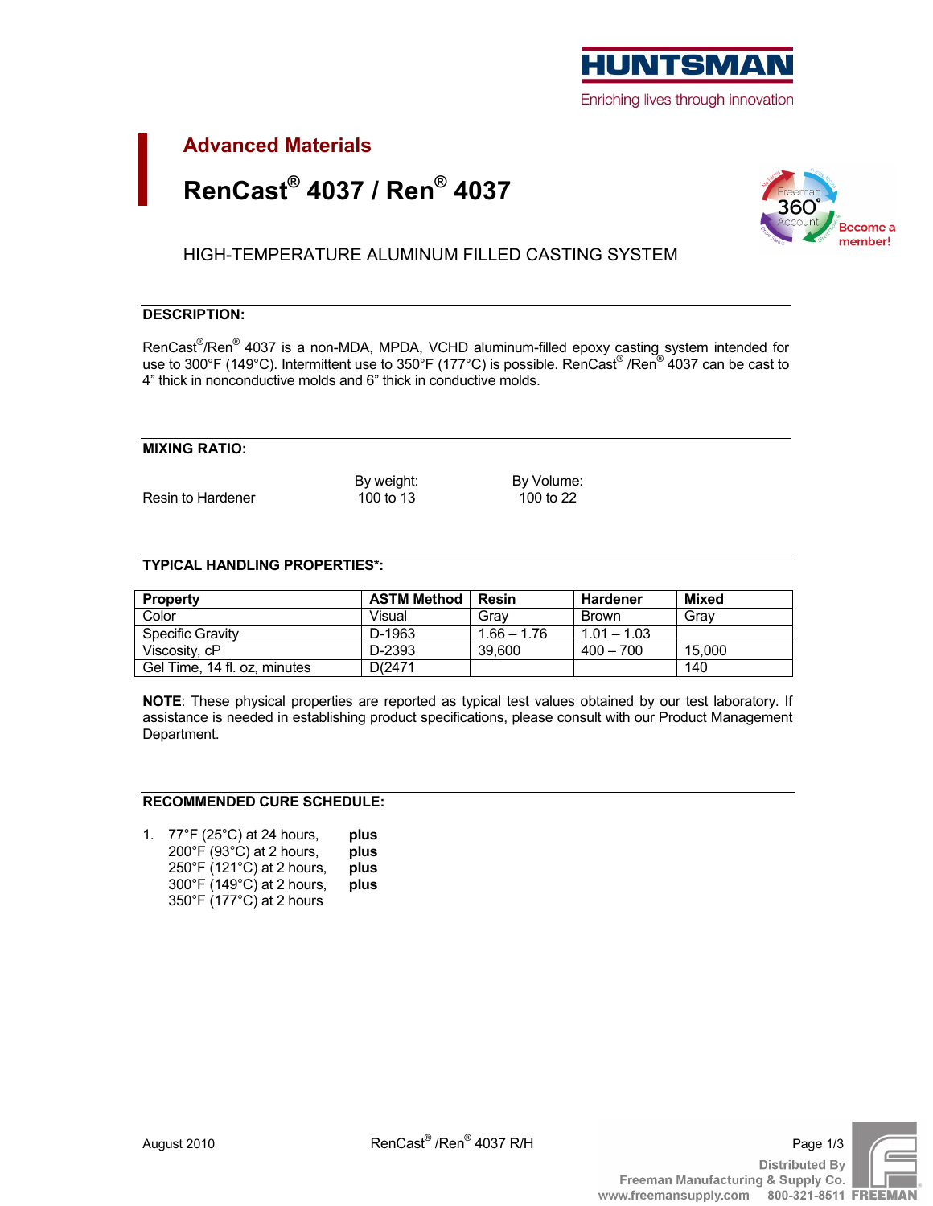HUNTSMAN

Enriching lives through innovation

## Advanced Materials

# RenCast® 4037 / Ren® 4037

HIGH-TEMPERATURE ALUMINUM FILLED CASTING SYSTEM

### DESCRIPTION:

RenCast®/Ren® 4037 is a non-MDA, MPDA, VCHD aluminum-filled epoxy casting system intended for use to 300°F (149°C). Intermittent use to 350°F (177°C) is possible. RenCast® /Ren® 4037 can be cast to 4" thick in nonconductive molds and 6" thick in conductive molds.

### MIXING RATIO:

| | By weight: | By Volume: |
|---|---|---|
| Resin to Hardener | 100 to 13 | 100 to 22 |

### TYPICAL HANDLING PROPERTIES*:

| Property | ASTM Method | Resin | Hardener | Mixed |
|---|---|---|---|---|
| Color | Visual | Gray | Brown | Gray |
| Specific Gravity | D-1963 | 1.66 – 1.76 | 1.01 – 1.03 | |
| Viscosity, cP | D-2393 | 39,600 | 400 – 700 | 15,000 |
| Gel Time, 14 fl. oz, minutes | D(2471 | | | 140 |

**NOTE**: These physical properties are reported as typical test values obtained by our test laboratory. If assistance is needed in establishing product specifications, please consult with our Product Management Department.

### RECOMMENDED CURE SCHEDULE:

1. 77°F (25°C) at 24 hours, **plus**
   200°F (93°C) at 2 hours, **plus**
   250°F (121°C) at 2 hours, **plus**
   300°F (149°C) at 2 hours, **plus**
   350°F (177°C) at 2 hours

August 2010

RenCast® /Ren® 4037 R/H

Distributed By
Freeman Manufacturing & Supply Co.
www.freemansupply.com 800-321-8511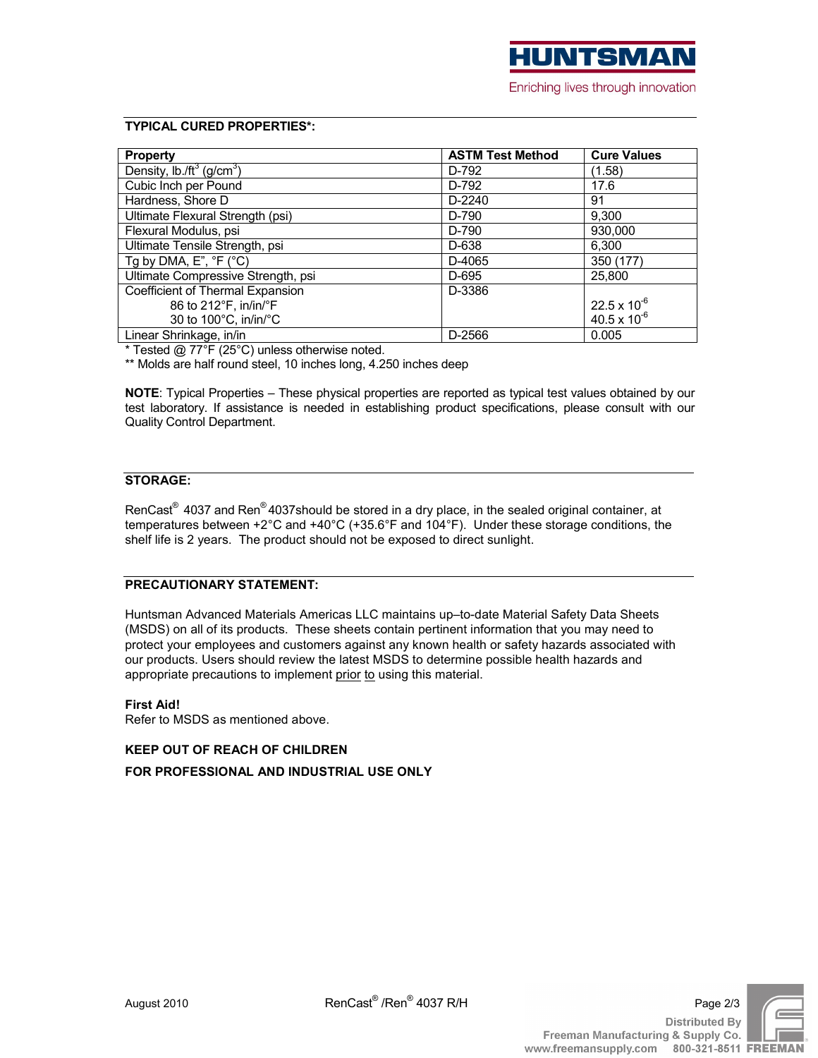**TYPICAL CURED PROPERTIES*:**

| Property | ASTM Test Method | Cure Values |
|---|---|---|
| Density, lb./ft$^3$ (g/cm$^3$) | D-792 | (1.58) |
| Cubic Inch per Pound | D-792 | 17.6 |
| Hardness, Shore D | D-2240 | 91 |
| Ultimate Flexural Strength (psi) | D-790 | 9,300 |
| Flexural Modulus, psi | D-790 | 930,000 |
| Ultimate Tensile Strength, psi | D-638 | 6,300 |
| Tg by DMA, E", °F (°C) | D-4065 | 350 (177) |
| Ultimate Compressive Strength, psi | D-695 | 25,800 |
| Coefficient of Thermal Expansion<br>86 to 212°F, in/in/°F<br>30 to 100°C, in/in/°C | D-3386 | <br>22.5 x $10^{-6}$<br>40.5 x $10^{-6}$ |
| Linear Shrinkage, in/in | D-2566 | 0.005 |

* Tested @ 77°F (25°C) unless otherwise noted.
** Molds are half round steel, 10 inches long, 4.250 inches deep

**NOTE**: Typical Properties – These physical properties are reported as typical test values obtained by our test laboratory. If assistance is needed in establishing product specifications, please consult with our Quality Control Department.

**STORAGE:**

RenCast® 4037 and Ren® 4037should be stored in a dry place, in the sealed original container, at temperatures between +2°C and +40°C (+35.6°F and 104°F). Under these storage conditions, the shelf life is 2 years. The product should not be exposed to direct sunlight.

**PRECAUTIONARY STATEMENT:**

Huntsman Advanced Materials Americas LLC maintains up–to-date Material Safety Data Sheets (MSDS) on all of its products. These sheets contain pertinent information that you may need to protect your employees and customers against any known health or safety hazards associated with our products. Users should review the latest MSDS to determine possible health hazards and appropriate precautions to implement prior to using this material.

**First Aid!**
Refer to MSDS as mentioned above.

**KEEP OUT OF REACH OF CHILDREN**

**FOR PROFESSIONAL AND INDUSTRIAL USE ONLY**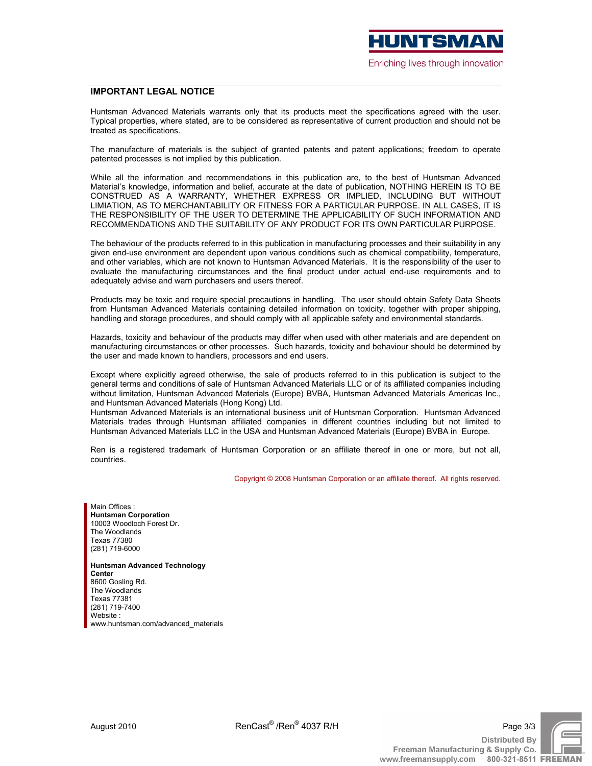## IMPORTANT LEGAL NOTICE

Huntsman Advanced Materials warrants only that its products meet the specifications agreed with the user. Typical properties, where stated, are to be considered as representative of current production and should not be treated as specifications.

The manufacture of materials is the subject of granted patents and patent applications; freedom to operate patented processes is not implied by this publication.

While all the information and recommendations in this publication are, to the best of Huntsman Advanced Material's knowledge, information and belief, accurate at the date of publication, NOTHING HEREIN IS TO BE CONSTRUED AS A WARRANTY, WHETHER EXPRESS OR IMPLIED, INCLUDING BUT WITHOUT LIMIATION, AS TO MERCHANTABILITY OR FITNESS FOR A PARTICULAR PURPOSE. IN ALL CASES, IT IS THE RESPONSIBILITY OF THE USER TO DETERMINE THE APPLICABILITY OF SUCH INFORMATION AND RECOMMENDATIONS AND THE SUITABILITY OF ANY PRODUCT FOR ITS OWN PARTICULAR PURPOSE.

The behaviour of the products referred to in this publication in manufacturing processes and their suitability in any given end-use environment are dependent upon various conditions such as chemical compatibility, temperature, and other variables, which are not known to Huntsman Advanced Materials. It is the responsibility of the user to evaluate the manufacturing circumstances and the final product under actual end-use requirements and to adequately advise and warn purchasers and users thereof.

Products may be toxic and require special precautions in handling. The user should obtain Safety Data Sheets from Huntsman Advanced Materials containing detailed information on toxicity, together with proper shipping, handling and storage procedures, and should comply with all applicable safety and environmental standards.

Hazards, toxicity and behaviour of the products may differ when used with other materials and are dependent on manufacturing circumstances or other processes. Such hazards, toxicity and behaviour should be determined by the user and made known to handlers, processors and end users.

Except where explicitly agreed otherwise, the sale of products referred to in this publication is subject to the general terms and conditions of sale of Huntsman Advanced Materials LLC or of its affiliated companies including without limitation, Huntsman Advanced Materials (Europe) BVBA, Huntsman Advanced Materials Americas Inc., and Huntsman Advanced Materials (Hong Kong) Ltd.
Huntsman Advanced Materials is an international business unit of Huntsman Corporation. Huntsman Advanced Materials trades through Huntsman affiliated companies in different countries including but not limited to Huntsman Advanced Materials LLC in the USA and Huntsman Advanced Materials (Europe) BVBA in Europe.

Ren is a registered trademark of Huntsman Corporation or an affiliate thereof in one or more, but not all, countries.

Copyright © 2008 Huntsman Corporation or an affiliate thereof. All rights reserved.

Main Offices :
**Huntsman Corporation**
10003 Woodloch Forest Dr.
The Woodlands
Texas 77380
(281) 719-6000

**Huntsman Advanced Technology Center**
8600 Gosling Rd.
The Woodlands
Texas 77381
(281) 719-7400
Website :
www.huntsman.com/advanced_materials